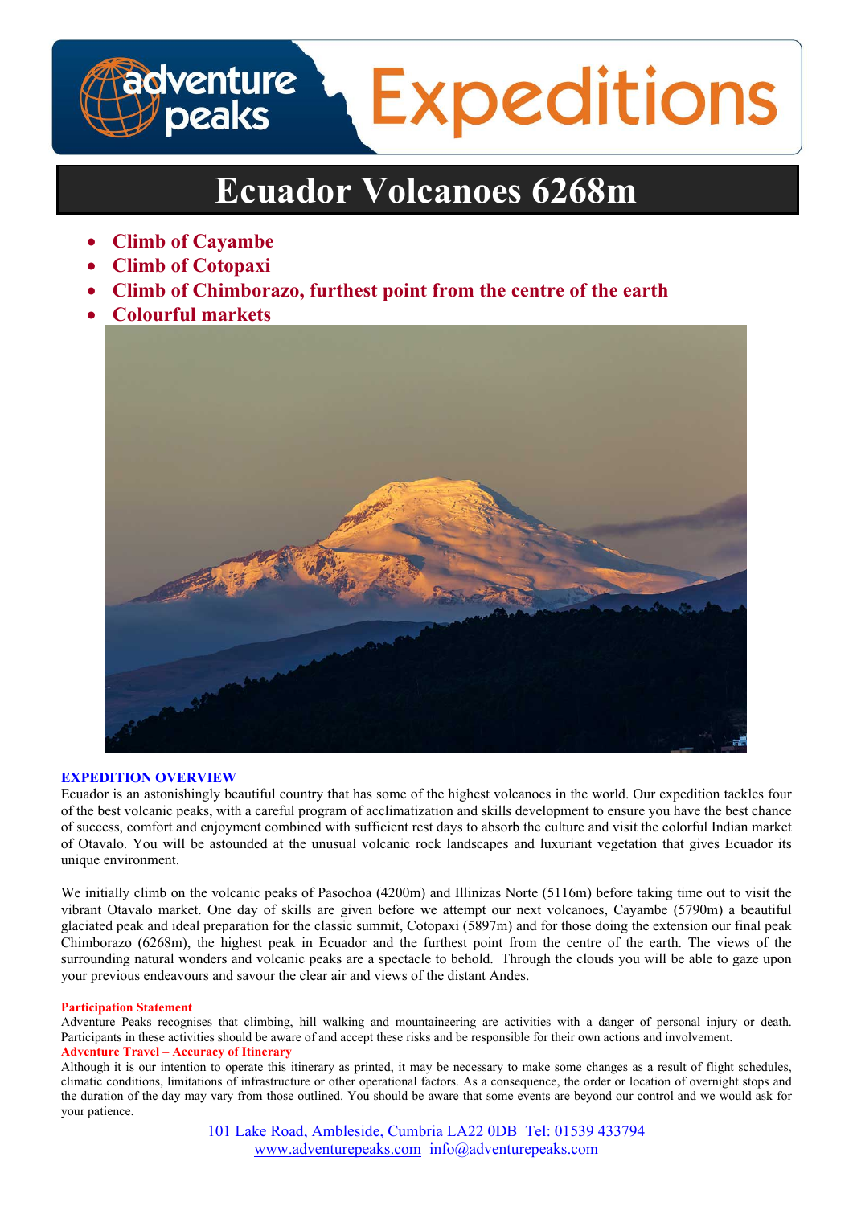# Ecuador Volcanoes 6268m

- **Climb of Cayambe**
- **Climb of Cotopaxi**
- **Climb of Chimborazo, furthest point from the centre of the earth**
- **Colourful markets**

## EXPEDITION OVERVIEW

Ecuador is an astonishingly beautiful country that has some of the highest volcanoes in the world. Our expedition tackles four of the best volcanic peaks, with a careful program of acclimatization and skills development to ensure you have the best chance of success, comfort and enjoyment combined with sufficient rest days to absorb the culture and visit the colorful Indian market of Otavalo. You will be astounded at the unusual volcanic rock landscapes and luxuriant vegetation that gives Ecuador its unique environment.

We initially climb on the volcanic peaks of Pasochoa (4200m) and Illinizas Norte (5116m) before taking time out to visit the vibrant Otavalo market. One day of skills are given before we attempt our next volcanoes, Cayambe (5790m) a beautiful glaciated peak and ideal preparation for the classic summit, Cotopaxi (5897m) and for those doing the extension our final peak Chimborazo (6268m), the highest peak in Ecuador and the furthest point from the centre of the earth. The views of the surrounding natural wonders and volcanic peaks are a spectacle to behold. Through the clouds you will be able to gaze upon your previous endeavours and savour the clear air and views of the distant Andes.

**Participation Statement**

Adventure Peaks recognises that climbing, hill walking and mountaineering are activities with a danger of personal injury or death. Participants in these activities should be aware of and accept these risks and be responsible for their own actions and involvement.

**Adventure Travel – Accuracy of Itinerary**

Although it is our intention to operate this itinerary as printed, it may be necessary to make some changes as a result of flight schedules, climatic conditions, limitations of infrastructure or other operational factors. As a consequence, the order or location of overnight stops and the duration of the day may vary from those outlined. You should be aware that some events are beyond our control and we would ask for your patience.

101 Lake Road, Ambleside, Cumbria LA22 0DB Tel: 01539 433794
www.adventurepeaks.com info@adventurepeaks.com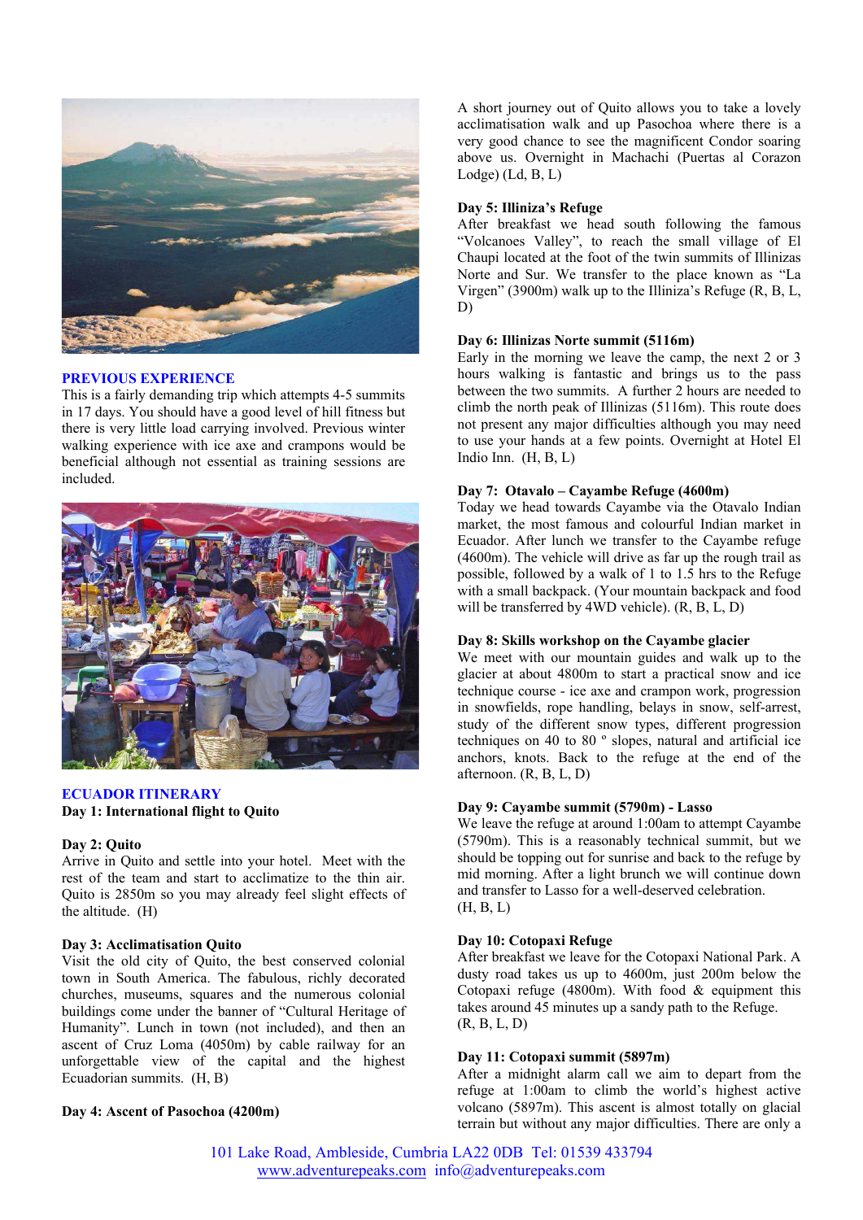## PREVIOUS EXPERIENCE

This is a fairly demanding trip which attempts 4-5 summits in 17 days. You should have a good level of hill fitness but there is very little load carrying involved. Previous winter walking experience with ice axe and crampons would be beneficial although not essential as training sessions are included.

## ECUADOR ITINERARY

**Day 1: International flight to Quito**

**Day 2: Quito**
Arrive in Quito and settle into your hotel. Meet with the rest of the team and start to acclimatize to the thin air. Quito is 2850m so you may already feel slight effects of the altitude. (H)

**Day 3: Acclimatisation Quito**
Visit the old city of Quito, the best conserved colonial town in South America. The fabulous, richly decorated churches, museums, squares and the numerous colonial buildings come under the banner of "Cultural Heritage of Humanity". Lunch in town (not included), and then an ascent of Cruz Loma (4050m) by cable railway for an unforgettable view of the capital and the highest Ecuadorian summits. (H, B)

**Day 4: Ascent of Pasochoa (4200m)**
A short journey out of Quito allows you to take a lovely acclimatisation walk and up Pasochoa where there is a very good chance to see the magnificent Condor soaring above us. Overnight in Machachi (Puertas al Corazon Lodge) (Ld, B, L)

**Day 5: Illiniza's Refuge**
After breakfast we head south following the famous "Volcanoes Valley", to reach the small village of El Chaupi located at the foot of the twin summits of Illinizas Norte and Sur. We transfer to the place known as "La Virgen" (3900m) walk up to the Illiniza's Refuge (R, B, L, D)

**Day 6: Illinizas Norte summit (5116m)**
Early in the morning we leave the camp, the next 2 or 3 hours walking is fantastic and brings us to the pass between the two summits. A further 2 hours are needed to climb the north peak of Illinizas (5116m). This route does not present any major difficulties although you may need to use your hands at a few points. Overnight at Hotel El Indio Inn. (H, B, L)

**Day 7: Otavalo – Cayambe Refuge (4600m)**
Today we head towards Cayambe via the Otavalo Indian market, the most famous and colourful Indian market in Ecuador. After lunch we transfer to the Cayambe refuge (4600m). The vehicle will drive as far up the rough trail as possible, followed by a walk of 1 to 1.5 hrs to the Refuge with a small backpack. (Your mountain backpack and food will be transferred by 4WD vehicle). (R, B, L, D)

**Day 8: Skills workshop on the Cayambe glacier**
We meet with our mountain guides and walk up to the glacier at about 4800m to start a practical snow and ice technique course - ice axe and crampon work, progression in snowfields, rope handling, belays in snow, self-arrest, study of the different snow types, different progression techniques on 40 to 80 º slopes, natural and artificial ice anchors, knots. Back to the refuge at the end of the afternoon. (R, B, L, D)

**Day 9: Cayambe summit (5790m) - Lasso**
We leave the refuge at around 1:00am to attempt Cayambe (5790m). This is a reasonably technical summit, but we should be topping out for sunrise and back to the refuge by mid morning. After a light brunch we will continue down and transfer to Lasso for a well-deserved celebration. (H, B, L)

**Day 10: Cotopaxi Refuge**
After breakfast we leave for the Cotopaxi National Park. A dusty road takes us up to 4600m, just 200m below the Cotopaxi refuge (4800m). With food & equipment this takes around 45 minutes up a sandy path to the Refuge. (R, B, L, D)

**Day 11: Cotopaxi summit (5897m)**
After a midnight alarm call we aim to depart from the refuge at 1:00am to climb the world's highest active volcano (5897m). This ascent is almost totally on glacial terrain but without any major difficulties. There are only a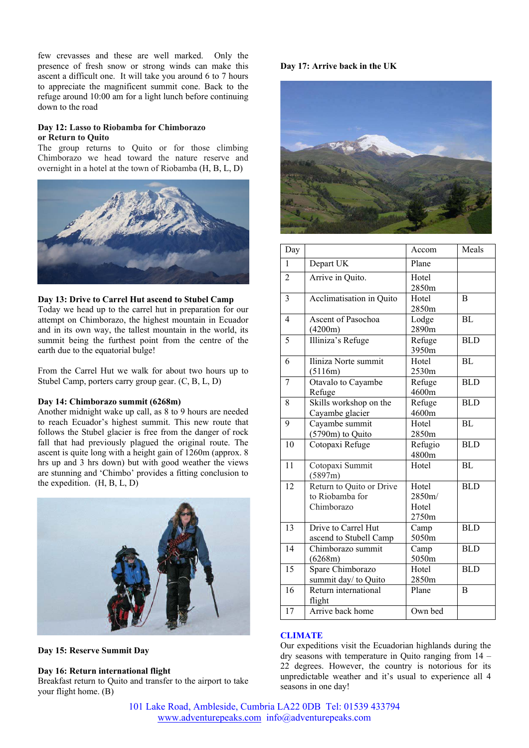few crevasses and these are well marked. Only the presence of fresh snow or strong winds can make this ascent a difficult one. It will take you around 6 to 7 hours to appreciate the magnificent summit cone. Back to the refuge around 10:00 am for a light lunch before continuing down to the road

**Day 12: Lasso to Riobamba for Chimborazo or Return to Quito**

The group returns to Quito or for those climbing Chimborazo we head toward the nature reserve and overnight in a hotel at the town of Riobamba (H, B, L, D)

**Day 13: Drive to Carrel Hut ascend to Stubel Camp**

Today we head up to the carrel hut in preparation for our attempt on Chimborazo, the highest mountain in Ecuador and in its own way, the tallest mountain in the world, its summit being the furthest point from the centre of the earth due to the equatorial bulge!

From the Carrel Hut we walk for about two hours up to Stubel Camp, porters carry group gear. (C, B, L, D)

**Day 14: Chimborazo summit (6268m)**

Another midnight wake up call, as 8 to 9 hours are needed to reach Ecuador's highest summit. This new route that follows the Stubel glacier is free from the danger of rock fall that had previously plagued the original route. The ascent is quite long with a height gain of 1260m (approx. 8 hrs up and 3 hrs down) but with good weather the views are stunning and 'Chimbo' provides a fitting conclusion to the expedition. (H, B, L, D)

**Day 15: Reserve Summit Day**

**Day 16: Return international flight**

Breakfast return to Quito and transfer to the airport to take your flight home. (B)

**Day 17: Arrive back in the UK**

| Day | | Accom | Meals |
|---|---|---|---|
| 1 | Depart UK | Plane | |
| 2 | Arrive in Quito. | Hotel 2850m | |
| 3 | Acclimatisation in Quito | Hotel 2850m | B |
| 4 | Ascent of Pasochoa (4200m) | Lodge 2890m | BL |
| 5 | Illiniza's Refuge | Refuge 3950m | BLD |
| 6 | Iliniza Norte summit (5116m) | Hotel 2530m | BL |
| 7 | Otavalo to Cayambe Refuge | Refuge 4600m | BLD |
| 8 | Skills workshop on the Cayambe glacier | Refuge 4600m | BLD |
| 9 | Cayambe summit (5790m) to Quito | Hotel 2850m | BL |
| 10 | Cotopaxi Refuge | Refugio 4800m | BLD |
| 11 | Cotopaxi Summit (5897m) | Hotel | BL |
| 12 | Return to Quito or Drive to Riobamba for Chimborazo | Hotel 2850m/ Hotel 2750m | BLD |
| 13 | Drive to Carrel Hut ascend to Stubell Camp | Camp 5050m | BLD |
| 14 | Chimborazo summit (6268m) | Camp 5050m | BLD |
| 15 | Spare Chimborazo summit day/ to Quito | Hotel 2850m | BLD |
| 16 | Return international flight | Plane | B |
| 17 | Arrive back home | Own bed | |

## CLIMATE

Our expeditions visit the Ecuadorian highlands during the dry seasons with temperature in Quito ranging from 14 – 22 degrees. However, the country is notorious for its unpredictable weather and it's usual to experience all 4 seasons in one day!

101 Lake Road, Ambleside, Cumbria LA22 0DB Tel: 01539 433794
www.adventurepeaks.com info@adventurepeaks.com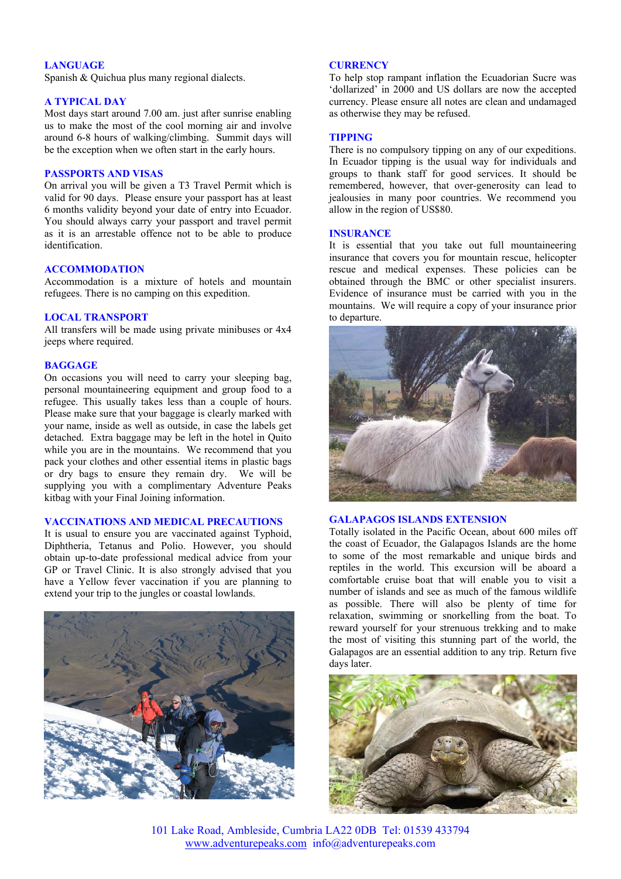## LANGUAGE

Spanish & Quichua plus many regional dialects.

## A TYPICAL DAY

Most days start around 7.00 am. just after sunrise enabling us to make the most of the cool morning air and involve around 6-8 hours of walking/climbing. Summit days will be the exception when we often start in the early hours.

## PASSPORTS AND VISAS

On arrival you will be given a T3 Travel Permit which is valid for 90 days. Please ensure your passport has at least 6 months validity beyond your date of entry into Ecuador. You should always carry your passport and travel permit as it is an arrestable offence not to be able to produce identification.

## ACCOMMODATION

Accommodation is a mixture of hotels and mountain refugees. There is no camping on this expedition.

## LOCAL TRANSPORT

All transfers will be made using private minibuses or 4x4 jeeps where required.

## BAGGAGE

On occasions you will need to carry your sleeping bag, personal mountaineering equipment and group food to a refugee. This usually takes less than a couple of hours. Please make sure that your baggage is clearly marked with your name, inside as well as outside, in case the labels get detached. Extra baggage may be left in the hotel in Quito while you are in the mountains. We recommend that you pack your clothes and other essential items in plastic bags or dry bags to ensure they remain dry. We will be supplying you with a complimentary Adventure Peaks kitbag with your Final Joining information.

## VACCINATIONS AND MEDICAL PRECAUTIONS

It is usual to ensure you are vaccinated against Typhoid, Diphtheria, Tetanus and Polio. However, you should obtain up-to-date professional medical advice from your GP or Travel Clinic. It is also strongly advised that you have a Yellow fever vaccination if you are planning to extend your trip to the jungles or coastal lowlands.

## CURRENCY

To help stop rampant inflation the Ecuadorian Sucre was 'dollarized' in 2000 and US dollars are now the accepted currency. Please ensure all notes are clean and undamaged as otherwise they may be refused.

## TIPPING

There is no compulsory tipping on any of our expeditions. In Ecuador tipping is the usual way for individuals and groups to thank staff for good services. It should be remembered, however, that over-generosity can lead to jealousies in many poor countries. We recommend you allow in the region of US$80.

## INSURANCE

It is essential that you take out full mountaineering insurance that covers you for mountain rescue, helicopter rescue and medical expenses. These policies can be obtained through the BMC or other specialist insurers. Evidence of insurance must be carried with you in the mountains. We will require a copy of your insurance prior to departure.

## GALAPAGOS ISLANDS EXTENSION

Totally isolated in the Pacific Ocean, about 600 miles off the coast of Ecuador, the Galapagos Islands are the home to some of the most remarkable and unique birds and reptiles in the world. This excursion will be aboard a comfortable cruise boat that will enable you to visit a number of islands and see as much of the famous wildlife as possible. There will also be plenty of time for relaxation, swimming or snorkelling from the boat. To reward yourself for your strenuous trekking and to make the most of visiting this stunning part of the world, the Galapagos are an essential addition to any trip. Return five days later.

101 Lake Road, Ambleside, Cumbria LA22 0DB Tel: 01539 433794
www.adventurepeaks.com info@adventurepeaks.com